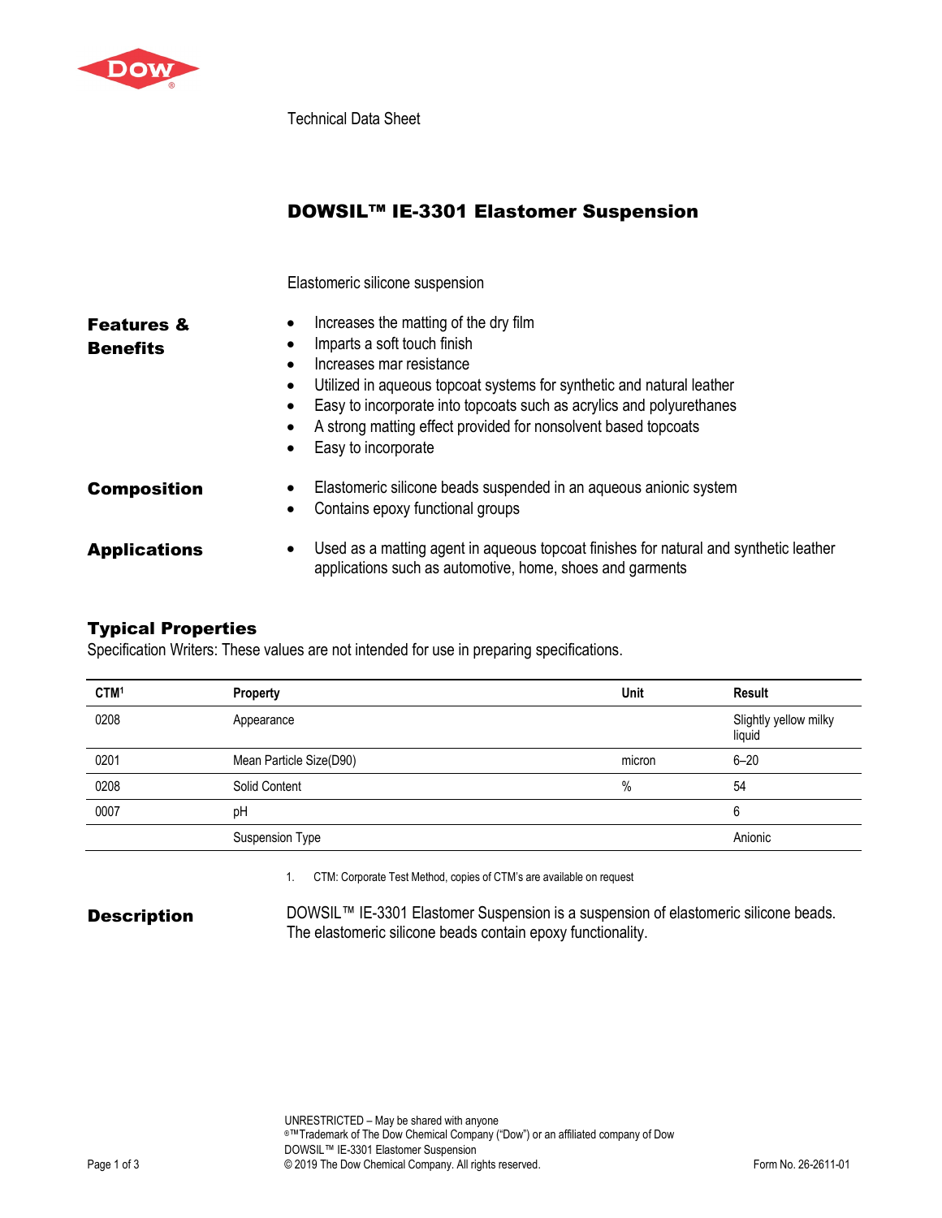Technical Data Sheet

# DOWSIL™ IE-3301 Elastomer Suspension

Elastomeric silicone suspension

## Features & Benefits

- Increases the matting of the dry film
- Imparts a soft touch finish
- Increases mar resistance
- Utilized in aqueous topcoat systems for synthetic and natural leather
- Easy to incorporate into topcoats such as acrylics and polyurethanes
- A strong matting effect provided for nonsolvent based topcoats
- Easy to incorporate

## Composition

- Elastomeric silicone beads suspended in an aqueous anionic system
- Contains epoxy functional groups

## Applications

- Used as a matting agent in aqueous topcoat finishes for natural and synthetic leather applications such as automotive, home, shoes and garments

## Typical Properties

Specification Writers: These values are not intended for use in preparing specifications.

| CTM[1] | Property | Unit | Result |
|---|---|---|---|
| 0208 | Appearance | | Slightly yellow milky liquid |
| 0201 | Mean Particle Size(D90) | micron | 6–20 |
| 0208 | Solid Content | % | 54 |
| 0007 | pH | | 6 |
| | Suspension Type | | Anionic |

1. CTM: Corporate Test Method, copies of CTM's are available on request

## Description

DOWSIL™ IE-3301 Elastomer Suspension is a suspension of elastomeric silicone beads. The elastomeric silicone beads contain epoxy functionality.

UNRESTRICTED – May be shared with anyone
®™Trademark of The Dow Chemical Company ("Dow") or an affiliated company of Dow
DOWSIL™ IE-3301 Elastomer Suspension
© 2019 The Dow Chemical Company. All rights reserved.

Form No. 26-2611-01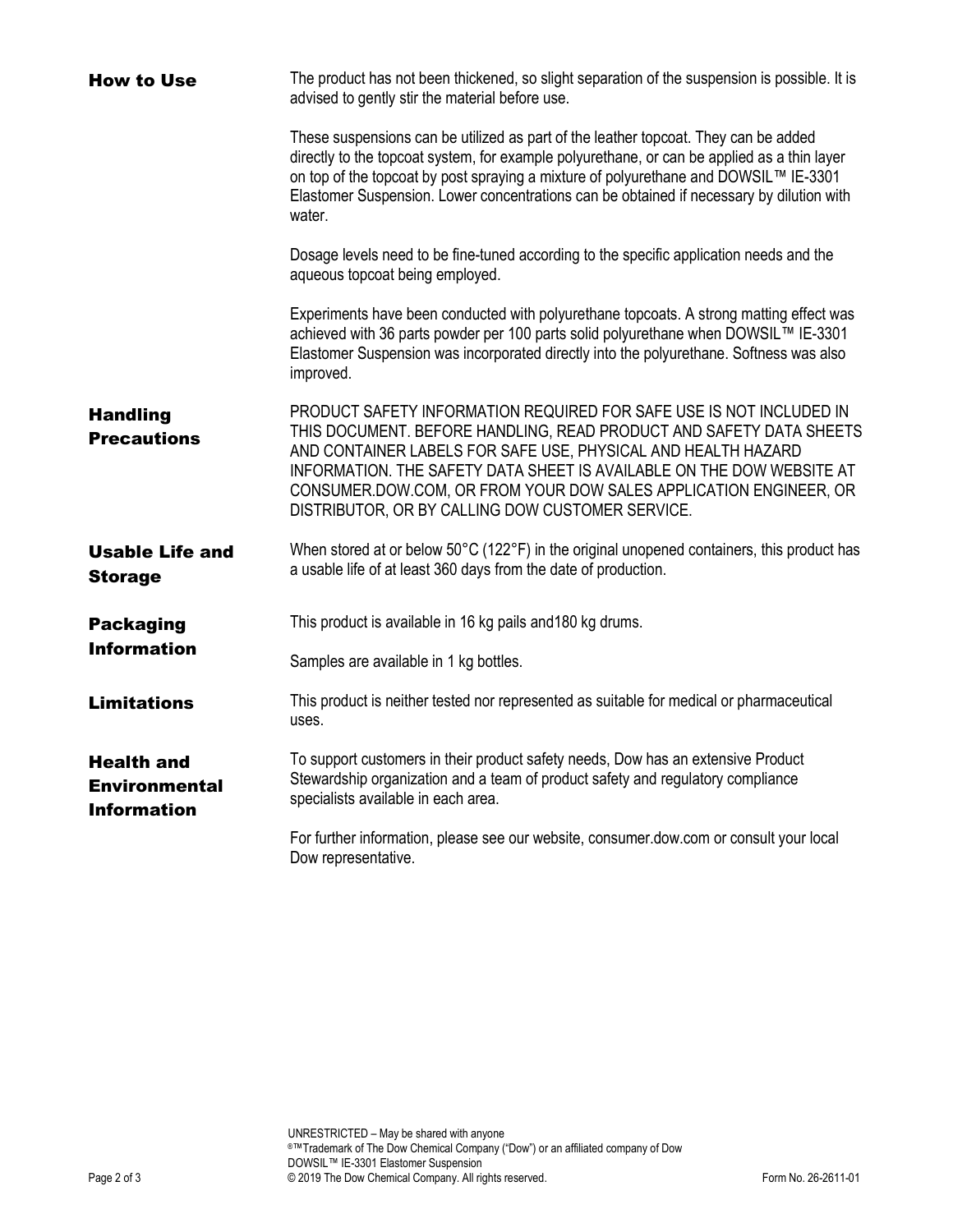## How to Use

The product has not been thickened, so slight separation of the suspension is possible. It is advised to gently stir the material before use.

These suspensions can be utilized as part of the leather topcoat. They can be added directly to the topcoat system, for example polyurethane, or can be applied as a thin layer on top of the topcoat by post spraying a mixture of polyurethane and DOWSIL™ IE-3301 Elastomer Suspension. Lower concentrations can be obtained if necessary by dilution with water.

Dosage levels need to be fine-tuned according to the specific application needs and the aqueous topcoat being employed.

Experiments have been conducted with polyurethane topcoats. A strong matting effect was achieved with 36 parts powder per 100 parts solid polyurethane when DOWSIL™ IE-3301 Elastomer Suspension was incorporated directly into the polyurethane. Softness was also improved.

## Handling Precautions

PRODUCT SAFETY INFORMATION REQUIRED FOR SAFE USE IS NOT INCLUDED IN THIS DOCUMENT. BEFORE HANDLING, READ PRODUCT AND SAFETY DATA SHEETS AND CONTAINER LABELS FOR SAFE USE, PHYSICAL AND HEALTH HAZARD INFORMATION. THE SAFETY DATA SHEET IS AVAILABLE ON THE DOW WEBSITE AT CONSUMER.DOW.COM, OR FROM YOUR DOW SALES APPLICATION ENGINEER, OR DISTRIBUTOR, OR BY CALLING DOW CUSTOMER SERVICE.

## Usable Life and Storage

When stored at or below 50°C (122°F) in the original unopened containers, this product has a usable life of at least 360 days from the date of production.

## Packaging Information

This product is available in 16 kg pails and180 kg drums.

Samples are available in 1 kg bottles.

## Limitations

This product is neither tested nor represented as suitable for medical or pharmaceutical uses.

## Health and Environmental Information

To support customers in their product safety needs, Dow has an extensive Product Stewardship organization and a team of product safety and regulatory compliance specialists available in each area.

For further information, please see our website, consumer.dow.com or consult your local Dow representative.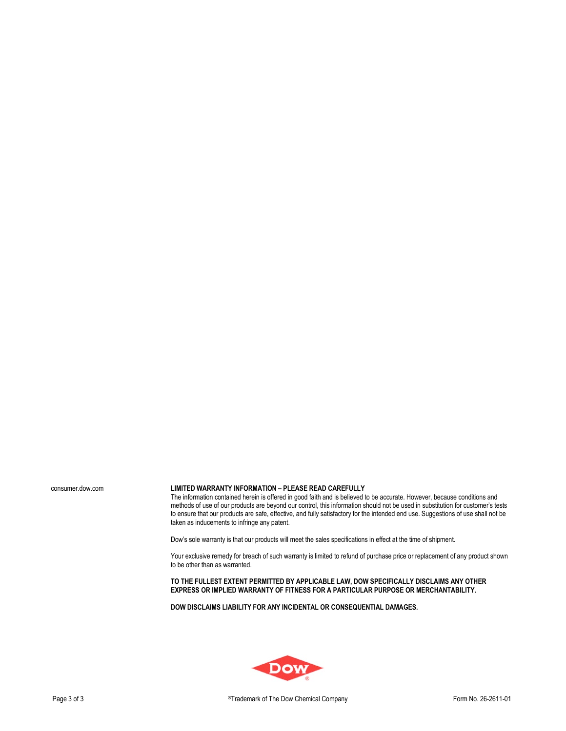consumer.dow.com

**LIMITED WARRANTY INFORMATION – PLEASE READ CAREFULLY**

The information contained herein is offered in good faith and is believed to be accurate. However, because conditions and methods of use of our products are beyond our control, this information should not be used in substitution for customer's tests to ensure that our products are safe, effective, and fully satisfactory for the intended end use. Suggestions of use shall not be taken as inducements to infringe any patent.

Dow's sole warranty is that our products will meet the sales specifications in effect at the time of shipment.

Your exclusive remedy for breach of such warranty is limited to refund of purchase price or replacement of any product shown to be other than as warranted.

**TO THE FULLEST EXTENT PERMITTED BY APPLICABLE LAW, DOW SPECIFICALLY DISCLAIMS ANY OTHER EXPRESS OR IMPLIED WARRANTY OF FITNESS FOR A PARTICULAR PURPOSE OR MERCHANTABILITY.**

**DOW DISCLAIMS LIABILITY FOR ANY INCIDENTAL OR CONSEQUENTIAL DAMAGES.**

®Trademark of The Dow Chemical Company

Form No. 26-2611-01